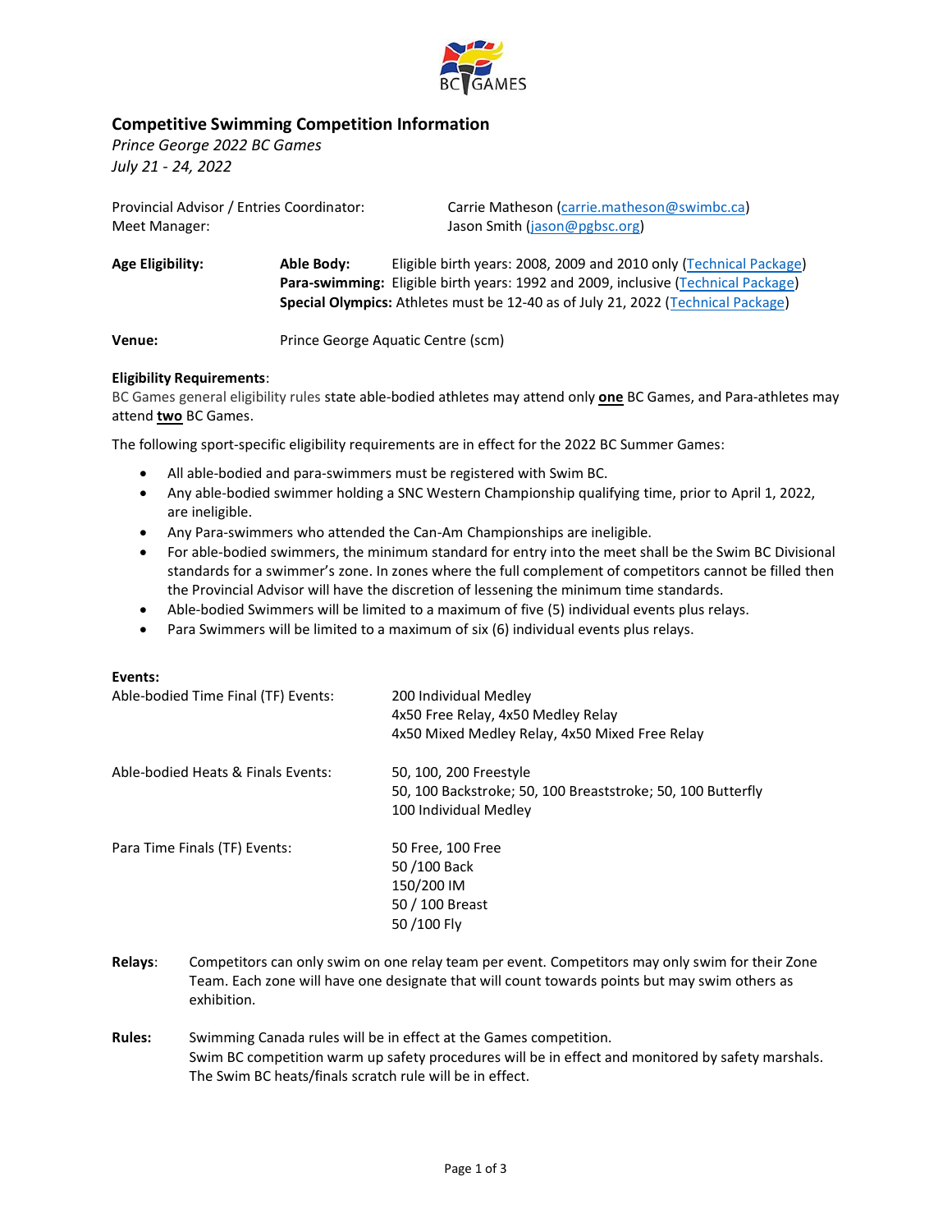BC GAMES

## Competitive Swimming Competition Information

*Prince George 2022 BC Games*
*July 21 - 24, 2022*

Provincial Advisor / Entries Coordinator: Carrie Matheson (carrie.matheson@swimbc.ca)
Meet Manager: Jason Smith (jason@pgbsc.org)

**Age Eligibility:**

- **Able Body:** Eligible birth years: 2008, 2009 and 2010 only (Technical Package)
- **Para-swimming:** Eligible birth years: 1992 and 2009, inclusive (Technical Package)
- **Special Olympics:** Athletes must be 12-40 as of July 21, 2022 (Technical Package)

**Venue:** Prince George Aquatic Centre (scm)

**Eligibility Requirements**:
BC Games general eligibility rules state able-bodied athletes may attend only **one** BC Games, and Para-athletes may attend **two** BC Games.

The following sport-specific eligibility requirements are in effect for the 2022 BC Summer Games:

- All able-bodied and para-swimmers must be registered with Swim BC.
- Any able-bodied swimmer holding a SNC Western Championship qualifying time, prior to April 1, 2022, are ineligible.
- Any Para-swimmers who attended the Can-Am Championships are ineligible.
- For able-bodied swimmers, the minimum standard for entry into the meet shall be the Swim BC Divisional standards for a swimmer's zone. In zones where the full complement of competitors cannot be filled then the Provincial Advisor will have the discretion of lessening the minimum time standards.
- Able-bodied Swimmers will be limited to a maximum of five (5) individual events plus relays.
- Para Swimmers will be limited to a maximum of six (6) individual events plus relays.

**Events:**

Able-bodied Time Final (TF) Events:
200 Individual Medley
4x50 Free Relay, 4x50 Medley Relay
4x50 Mixed Medley Relay, 4x50 Mixed Free Relay

Able-bodied Heats & Finals Events:
50, 100, 200 Freestyle
50, 100 Backstroke; 50, 100 Breaststroke; 50, 100 Butterfly
100 Individual Medley

Para Time Finals (TF) Events:
50 Free, 100 Free
50 /100 Back
150/200 IM
50 / 100 Breast
50 /100 Fly

**Relays**: Competitors can only swim on one relay team per event. Competitors may only swim for their Zone Team. Each zone will have one designate that will count towards points but may swim others as exhibition.

**Rules:** Swimming Canada rules will be in effect at the Games competition.
Swim BC competition warm up safety procedures will be in effect and monitored by safety marshals.
The Swim BC heats/finals scratch rule will be in effect.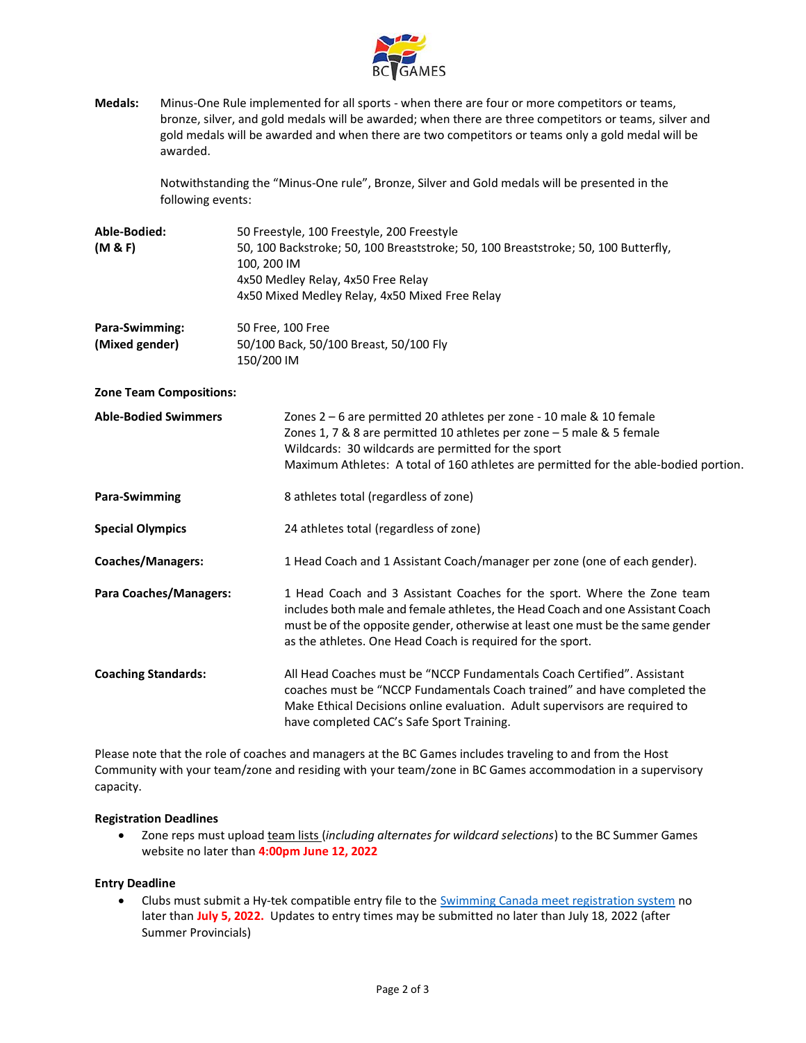**Medals:** Minus-One Rule implemented for all sports - when there are four or more competitors or teams, bronze, silver, and gold medals will be awarded; when there are three competitors or teams, silver and gold medals will be awarded and when there are two competitors or teams only a gold medal will be awarded.

Notwithstanding the "Minus-One rule", Bronze, Silver and Gold medals will be presented in the following events:

**Able-Bodied: (M & F)**
50 Freestyle, 100 Freestyle, 200 Freestyle
50, 100 Backstroke; 50, 100 Breaststroke; 50, 100 Breaststroke; 50, 100 Butterfly, 100, 200 IM
4x50 Medley Relay, 4x50 Free Relay
4x50 Mixed Medley Relay, 4x50 Mixed Free Relay

**Para-Swimming: (Mixed gender)**
50 Free, 100 Free
50/100 Back, 50/100 Breast, 50/100 Fly
150/200 IM

**Zone Team Compositions:**

**Able-Bodied Swimmers**
Zones 2 – 6 are permitted 20 athletes per zone - 10 male & 10 female
Zones 1, 7 & 8 are permitted 10 athletes per zone – 5 male & 5 female
Wildcards: 30 wildcards are permitted for the sport
Maximum Athletes: A total of 160 athletes are permitted for the able-bodied portion.

**Para-Swimming**
8 athletes total (regardless of zone)

**Special Olympics**
24 athletes total (regardless of zone)

**Coaches/Managers:**
1 Head Coach and 1 Assistant Coach/manager per zone (one of each gender).

**Para Coaches/Managers:**
1 Head Coach and 3 Assistant Coaches for the sport. Where the Zone team includes both male and female athletes, the Head Coach and one Assistant Coach must be of the opposite gender, otherwise at least one must be the same gender as the athletes. One Head Coach is required for the sport.

**Coaching Standards:**
All Head Coaches must be "NCCP Fundamentals Coach Certified". Assistant coaches must be "NCCP Fundamentals Coach trained" and have completed the Make Ethical Decisions online evaluation. Adult supervisors are required to have completed CAC's Safe Sport Training.

Please note that the role of coaches and managers at the BC Games includes traveling to and from the Host Community with your team/zone and residing with your team/zone in BC Games accommodation in a supervisory capacity.

**Registration Deadlines**

- Zone reps must upload team lists (*including alternates for wildcard selections*) to the BC Summer Games website no later than **4:00pm June 12, 2022**

**Entry Deadline**

- Clubs must submit a Hy-tek compatible entry file to the Swimming Canada meet registration system no later than **July 5, 2022.** Updates to entry times may be submitted no later than July 18, 2022 (after Summer Provincials)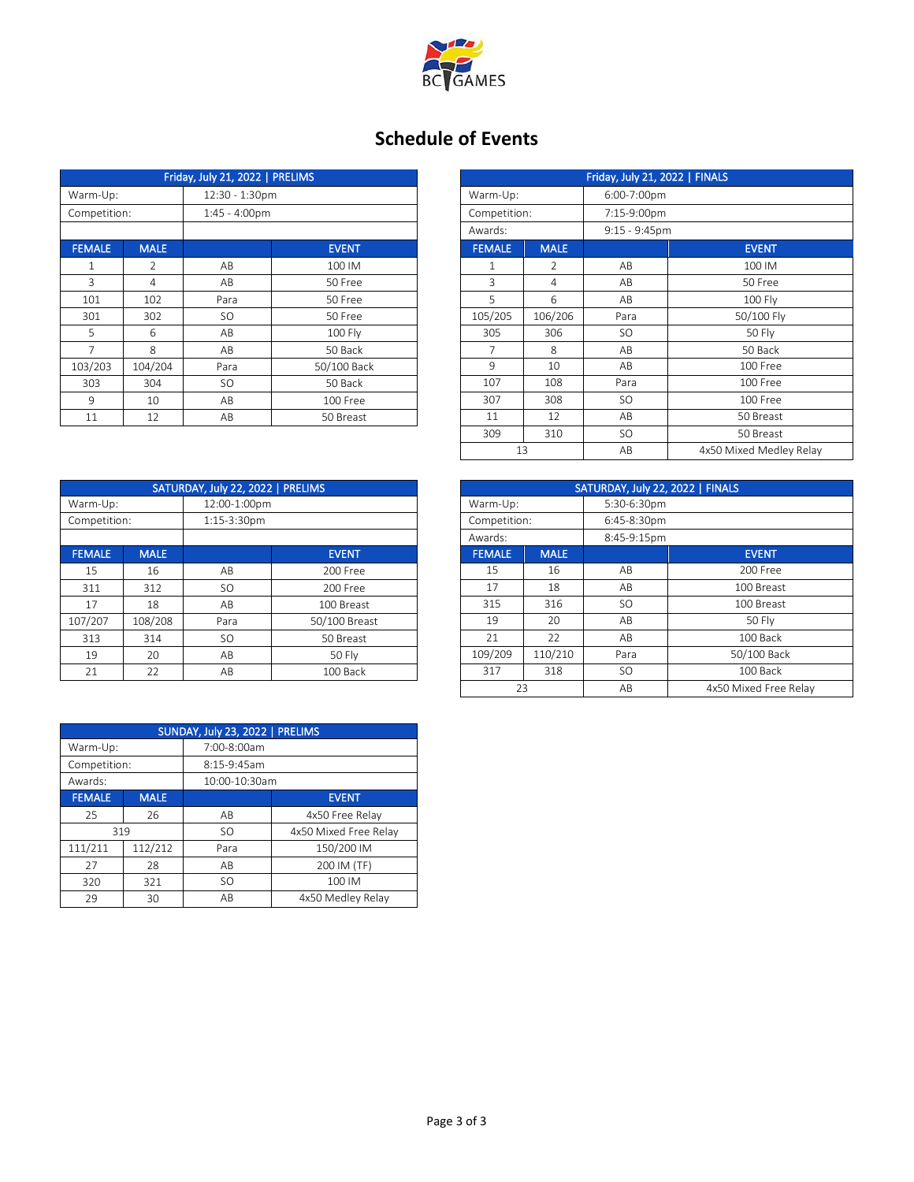# Schedule of Events

| Friday, July 21, 2022 \| PRELIMS | | | |
|---|---|---|---|
| Warm-Up: | | 12:30 - 1:30pm | |
| Competition: | | 1:45 - 4:00pm | |
| | | | |
| FEMALE | MALE | | EVENT |
| 1 | 2 | AB | 100 IM |
| 3 | 4 | AB | 50 Free |
| 101 | 102 | Para | 50 Free |
| 301 | 302 | SO | 50 Free |
| 5 | 6 | AB | 100 Fly |
| 7 | 8 | AB | 50 Back |
| 103/203 | 104/204 | Para | 50/100 Back |
| 303 | 304 | SO | 50 Back |
| 9 | 10 | AB | 100 Free |
| 11 | 12 | AB | 50 Breast |

| Friday, July 21, 2022 \| FINALS | | | |
|---|---|---|---|
| Warm-Up: | | 6:00-7:00pm | |
| Competition: | | 7:15-9:00pm | |
| Awards: | | 9:15 - 9:45pm | |
| FEMALE | MALE | | EVENT |
| 1 | 2 | AB | 100 IM |
| 3 | 4 | AB | 50 Free |
| 5 | 6 | AB | 100 Fly |
| 105/205 | 106/206 | Para | 50/100 Fly |
| 305 | 306 | SO | 50 Fly |
| 7 | 8 | AB | 50 Back |
| 9 | 10 | AB | 100 Free |
| 107 | 108 | Para | 100 Free |
| 307 | 308 | SO | 100 Free |
| 11 | 12 | AB | 50 Breast |
| 309 | 310 | SO | 50 Breast |
| 13 | | AB | 4x50 Mixed Medley Relay |

| SATURDAY, July 22, 2022 \| PRELIMS | | | |
|---|---|---|---|
| Warm-Up: | | 12:00-1:00pm | |
| Competition: | | 1:15-3:30pm | |
| | | | |
| FEMALE | MALE | | EVENT |
| 15 | 16 | AB | 200 Free |
| 311 | 312 | SO | 200 Free |
| 17 | 18 | AB | 100 Breast |
| 107/207 | 108/208 | Para | 50/100 Breast |
| 313 | 314 | SO | 50 Breast |
| 19 | 20 | AB | 50 Fly |
| 21 | 22 | AB | 100 Back |

| SATURDAY, July 22, 2022 \| FINALS | | | |
|---|---|---|---|
| Warm-Up: | | 5:30-6:30pm | |
| Competition: | | 6:45-8:30pm | |
| Awards: | | 8:45-9:15pm | |
| FEMALE | MALE | | EVENT |
| 15 | 16 | AB | 200 Free |
| 17 | 18 | AB | 100 Breast |
| 315 | 316 | SO | 100 Breast |
| 19 | 20 | AB | 50 Fly |
| 21 | 22 | AB | 100 Back |
| 109/209 | 110/210 | Para | 50/100 Back |
| 317 | 318 | SO | 100 Back |
| 23 | | AB | 4x50 Mixed Free Relay |

| SUNDAY, July 23, 2022 \| PRELIMS | | | |
|---|---|---|---|
| Warm-Up: | | 7:00-8:00am | |
| Competition: | | 8:15-9:45am | |
| Awards: | | 10:00-10:30am | |
| FEMALE | MALE | | EVENT |
| 25 | 26 | AB | 4x50 Free Relay |
| 319 | | SO | 4x50 Mixed Free Relay |
| 111/211 | 112/212 | Para | 150/200 IM |
| 27 | 28 | AB | 200 IM (TF) |
| 320 | 321 | SO | 100 IM |
| 29 | 30 | AB | 4x50 Medley Relay |